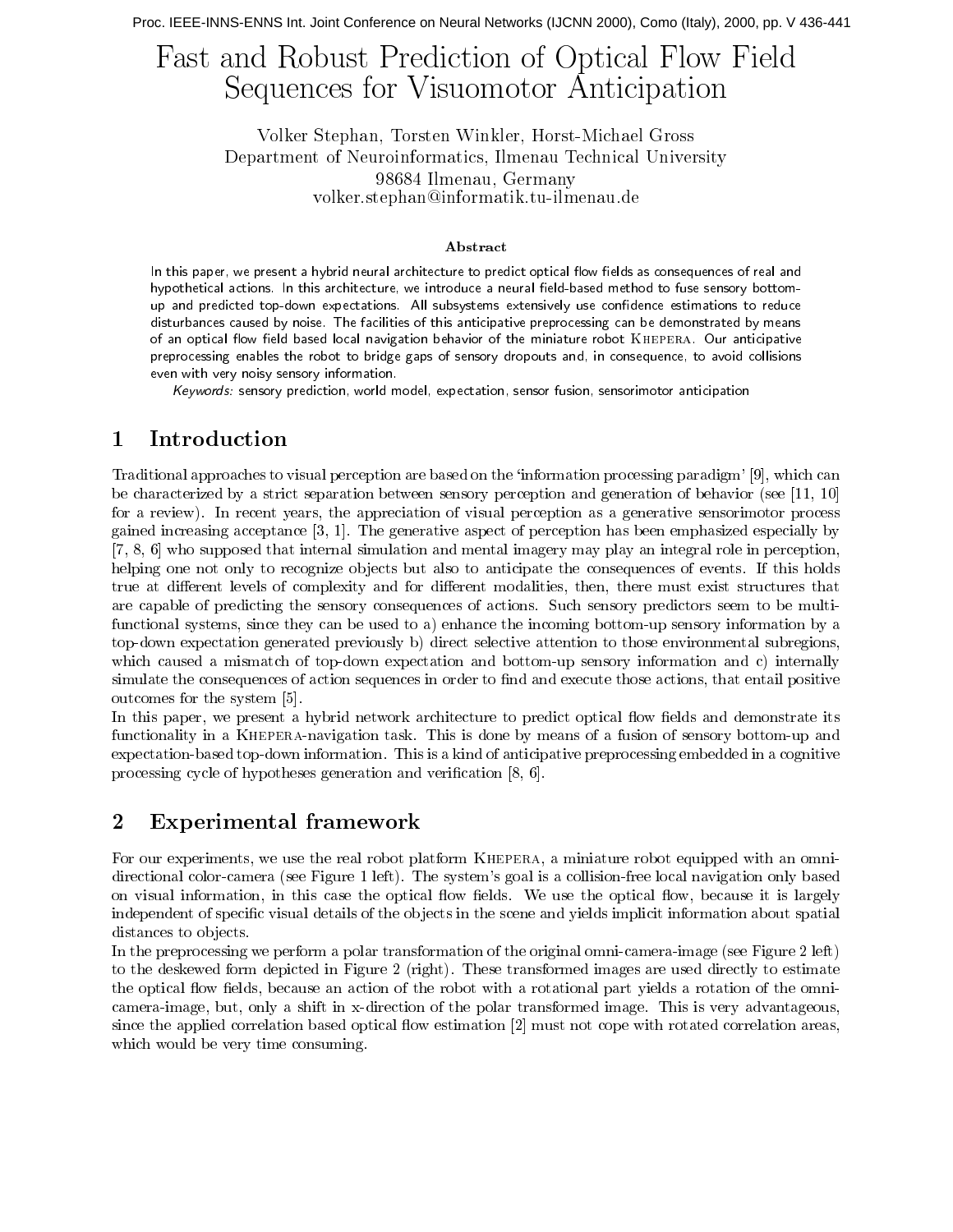# Fast and Robust Prediction of Optical Flow Field Sequences for Visuomotor Anticipation

Volker Stephan, Torsten Winkler, Horst-Michael Gross
Department of Neuroinformatics, Ilmenau Technical University
98684 Ilmenau, Germany
volker.stephan@informatik.tu-ilmenau.de

### Abstract

In this paper, we present a hybrid neural architecture to predict optical flow fields as consequences of real and hypothetical actions. In this architecture, we introduce a neural field-based method to fuse sensory bottom-up and predicted top-down expectations. All subsystems extensively use confidence estimations to reduce disturbances caused by noise. The facilities of this anticipative preprocessing can be demonstrated by means of an optical flow field based local navigation behavior of the miniature robot Khepera. Our anticipative preprocessing enables the robot to bridge gaps of sensory dropouts and, in consequence, to avoid collisions even with very noisy sensory information.

*Keywords:* sensory prediction, world model, expectation, sensor fusion, sensorimotor anticipation

## 1 Introduction

Traditional approaches to visual perception are based on the 'information processing paradigm' [9], which can be characterized by a strict separation between sensory perception and generation of behavior (see [11, 10] for a review). In recent years, the appreciation of visual perception as a generative sensorimotor process gained increasing acceptance [3, 1]. The generative aspect of perception has been emphasized especially by [7, 8, 6] who supposed that internal simulation and mental imagery may play an integral role in perception, helping one not only to recognize objects but also to anticipate the consequences of events. If this holds true at different levels of complexity and for different modalities, then, there must exist structures that are capable of predicting the sensory consequences of actions. Such sensory predictors seem to be multi-functional systems, since they can be used to a) enhance the incoming bottom-up sensory information by a top-down expectation generated previously b) direct selective attention to those environmental subregions, which caused a mismatch of top-down expectation and bottom-up sensory information and c) internally simulate the consequences of action sequences in order to find and execute those actions, that entail positive outcomes for the system [5].

In this paper, we present a hybrid network architecture to predict optical flow fields and demonstrate its functionality in a Khepera-navigation task. This is done by means of a fusion of sensory bottom-up and expectation-based top-down information. This is a kind of anticipative preprocessing embedded in a cognitive processing cycle of hypotheses generation and verification [8, 6].

## 2 Experimental framework

For our experiments, we use the real robot platform Khepera, a miniature robot equipped with an omni-directional color-camera (see Figure 1 left). The system's goal is a collision-free local navigation only based on visual information, in this case the optical flow fields. We use the optical flow, because it is largely independent of specific visual details of the objects in the scene and yields implicit information about spatial distances to objects.

In the preprocessing we perform a polar transformation of the original omni-camera-image (see Figure 2 left) to the deskewed form depicted in Figure 2 (right). These transformed images are used directly to estimate the optical flow fields, because an action of the robot with a rotational part yields a rotation of the omni-camera-image, but, only a shift in x-direction of the polar transformed image. This is very advantageous, since the applied correlation based optical flow estimation [2] must not cope with rotated correlation areas, which would be very time consuming.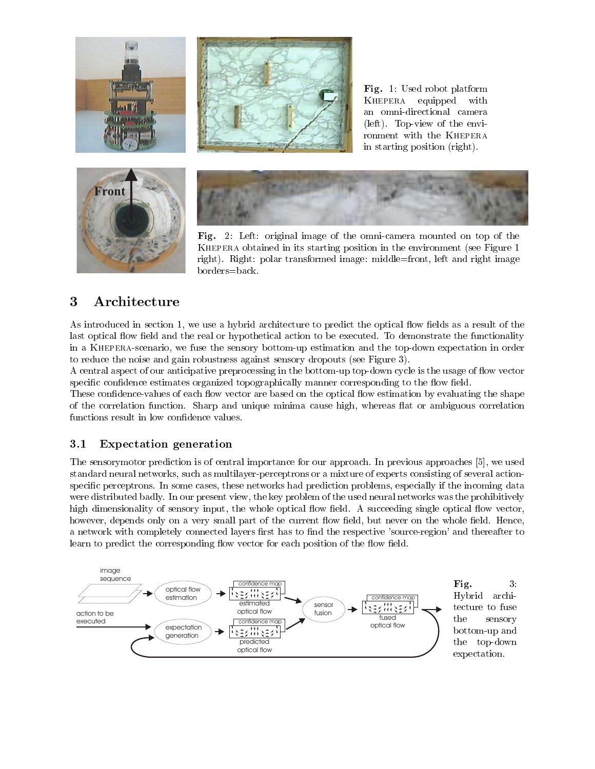**Fig.** 1: Used robot platform Khepera equipped with an omni-directional camera (left). Top-view of the environment with the Khepera in starting position (right).

**Fig.** 2: Left: original image of the omni-camera mounted on top of the Khepera obtained in its starting position in the environment (see Figure 1 right). Right: polar transformed image: middle=front, left and right image borders=back.

# 3 Architecture

As introduced in section 1, we use a hybrid architecture to predict the optical flow fields as a result of the last optical flow field and the real or hypothetical action to be executed. To demonstrate the functionality in a Khepera-scenario, we fuse the sensory bottom-up estimation and the top-down expectation in order to reduce the noise and gain robustness against sensory dropouts (see Figure 3).

A central aspect of our anticipative preprocessing in the bottom-up top-down cycle is the usage of flow vector specific confidence estimates organized topographically manner corresponding to the flow field.

These confidence-values of each flow vector are based on the optical flow estimation by evaluating the shape of the correlation function. Sharp and unique minima cause high, whereas flat or ambiguous correlation functions result in low confidence values.

## 3.1 Expectation generation

The sensorymotor prediction is of central importance for our approach. In previous approaches [5], we used standard neural networks, such as multilayer-perceptrons or a mixture of experts consisting of several action-specific perceptrons. In some cases, these networks had prediction problems, especially if the incoming data were distributed badly. In our present view, the key problem of the used neural networks was the prohibitively high dimensionality of sensory input, the whole optical flow field. A succeeding single optical flow vector, however, depends only on a very small part of the current flow field, but never on the whole field. Hence, a network with completely connected layers first has to find the respective 'source-region' and thereafter to learn to predict the corresponding flow vector for each position of the flow field.

**Fig.** 3: Hybrid architecture to fuse the sensory bottom-up and the top-down expectation.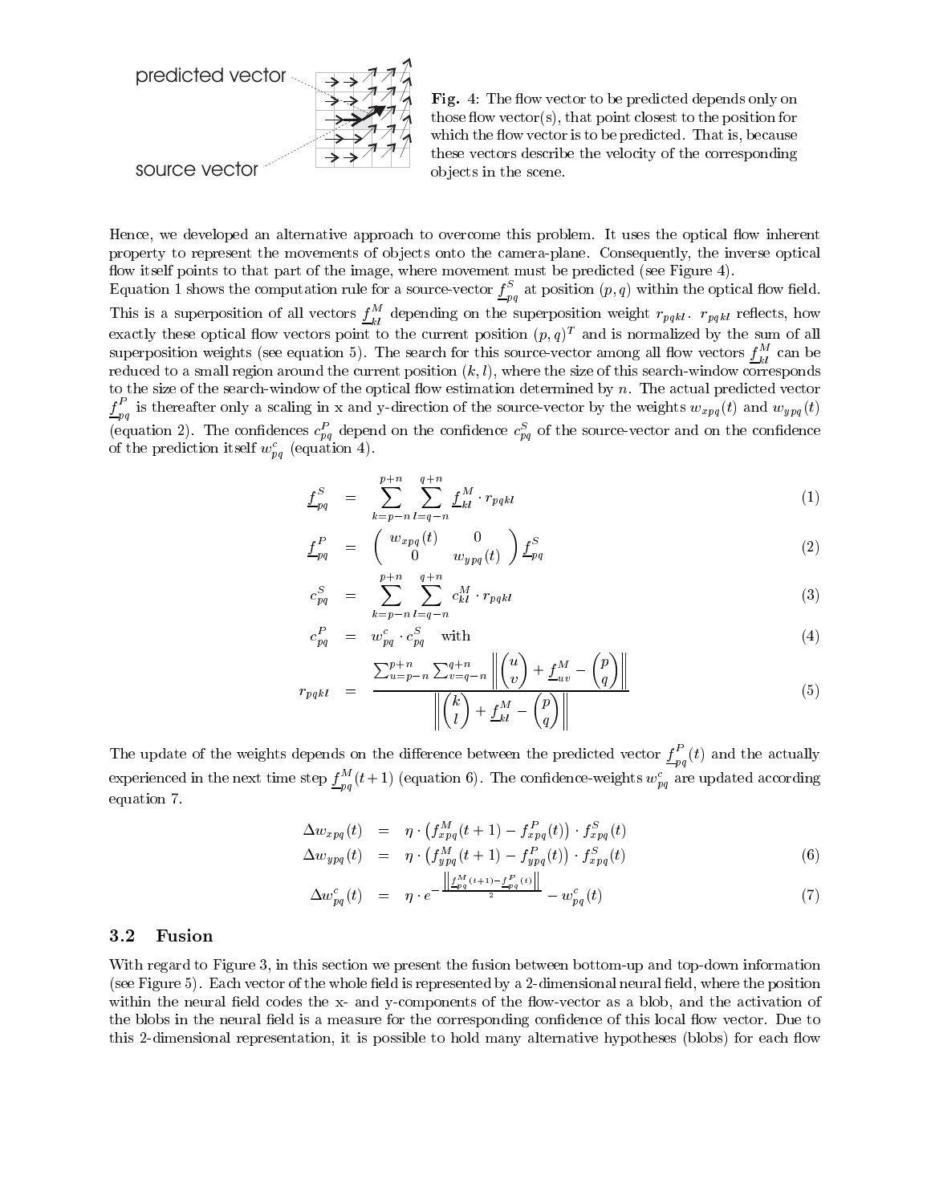predicted vector

source vector

**Fig.** 4: The flow vector to be predicted depends only on those flow vector(s), that point closest to the position for which the flow vector is to be predicted. That is, because these vectors describe the velocity of the corresponding objects in the scene.

Hence, we developed an alternative approach to overcome this problem. It uses the optical flow inherent property to represent the movements of objects onto the camera-plane. Consequently, the inverse optical flow itself points to that part of the image, where movement must be predicted (see Figure 4).
Equation 1 shows the computation rule for a source-vector $\underline{f}^S_{pq}$ at position $(p, q)$ within the optical flow field. This is a superposition of all vectors $\underline{f}^M_{kl}$ depending on the superposition weight $r_{pqkl}$. $r_{pqkl}$ reflects, how exactly these optical flow vectors point to the current position $(p, q)^T$ and is normalized by the sum of all superposition weights (see equation 5). The search for this source-vector among all flow vectors $\underline{f}^M_{kl}$ can be reduced to a small region around the current position $(k, l)$, where the size of this search-window corresponds to the size of the search-window of the optical flow estimation determined by $n$. The actual predicted vector $\underline{f}^P_{pq}$ is thereafter only a scaling in x and y-direction of the source-vector by the weights $w_{xpq}(t)$ and $w_{ypq}(t)$ (equation 2). The confidences $c^P_{pq}$ depend on the confidence $c^S_{pq}$ of the source-vector and on the confidence of the prediction itself $w^c_{pq}$ (equation 4).

$$
\underline{f}^S_{pq} = \sum_{k=p-n}^{p+n} \sum_{l=q-n}^{q+n} \underline{f}^M_{kl} \cdot r_{pqkl} \tag{1}
$$

$$
\underline{f}^P_{pq} = \begin{pmatrix} w_{xpq}(t) & 0 \\ 0 & w_{ypq}(t) \end{pmatrix} \underline{f}^S_{pq} \tag{2}
$$

$$
c^S_{pq} = \sum_{k=p-n}^{p+n} \sum_{l=q-n}^{q+n} c^M_{kl} \cdot r_{pqkl} \tag{3}
$$

$$
c^P_{pq} = w^c_{pq} \cdot c^S_{pq} \quad \text{with} \tag{4}
$$

$$
r_{pqkl} = \frac{\sum_{u=p-n}^{p+n} \sum_{v=q-n}^{q+n} \left\| \begin{pmatrix} u \\ v \end{pmatrix} + \underline{f}^M_{uv} - \begin{pmatrix} p \\ q \end{pmatrix} \right\|}{\left\| \begin{pmatrix} k \\ l \end{pmatrix} + \underline{f}^M_{kl} - \begin{pmatrix} p \\ q \end{pmatrix} \right\|} \tag{5}
$$

The update of the weights depends on the difference between the predicted vector $\underline{f}^P_{pq}(t)$ and the actually experienced in the next time step $\underline{f}^M_{pq}(t+1)$ (equation 6). The confidence-weights $w^c_{pq}$ are updated according equation 7.

$$
\begin{aligned}
\Delta w_{xpq}(t) &= \eta \cdot \left( f^M_{xpq}(t+1) - f^P_{xpq}(t) \right) \cdot f^S_{xpq}(t) \\
\Delta w_{ypq}(t) &= \eta \cdot \left( f^M_{ypq}(t+1) - f^P_{ypq}(t) \right) \cdot f^S_{xpq}(t)
\end{aligned} \tag{6}
$$

$$
\Delta w^c_{pq}(t) = \eta \cdot e^{-\frac{\left\| \underline{f}^M_{pq}(t+1) - \underline{f}^P_{pq}(t) \right\|}{2}} - w^c_{pq}(t) \tag{7}
$$

### 3.2 Fusion

With regard to Figure 3, in this section we present the fusion between bottom-up and top-down information (see Figure 5). Each vector of the whole field is represented by a 2-dimensional neural field, where the position within the neural field codes the x- and y-components of the flow-vector as a blob, and the activation of the blobs in the neural field is a measure for the corresponding confidence of this local flow vector. Due to this 2-dimensional representation, it is possible to hold many alternative hypotheses (blobs) for each flow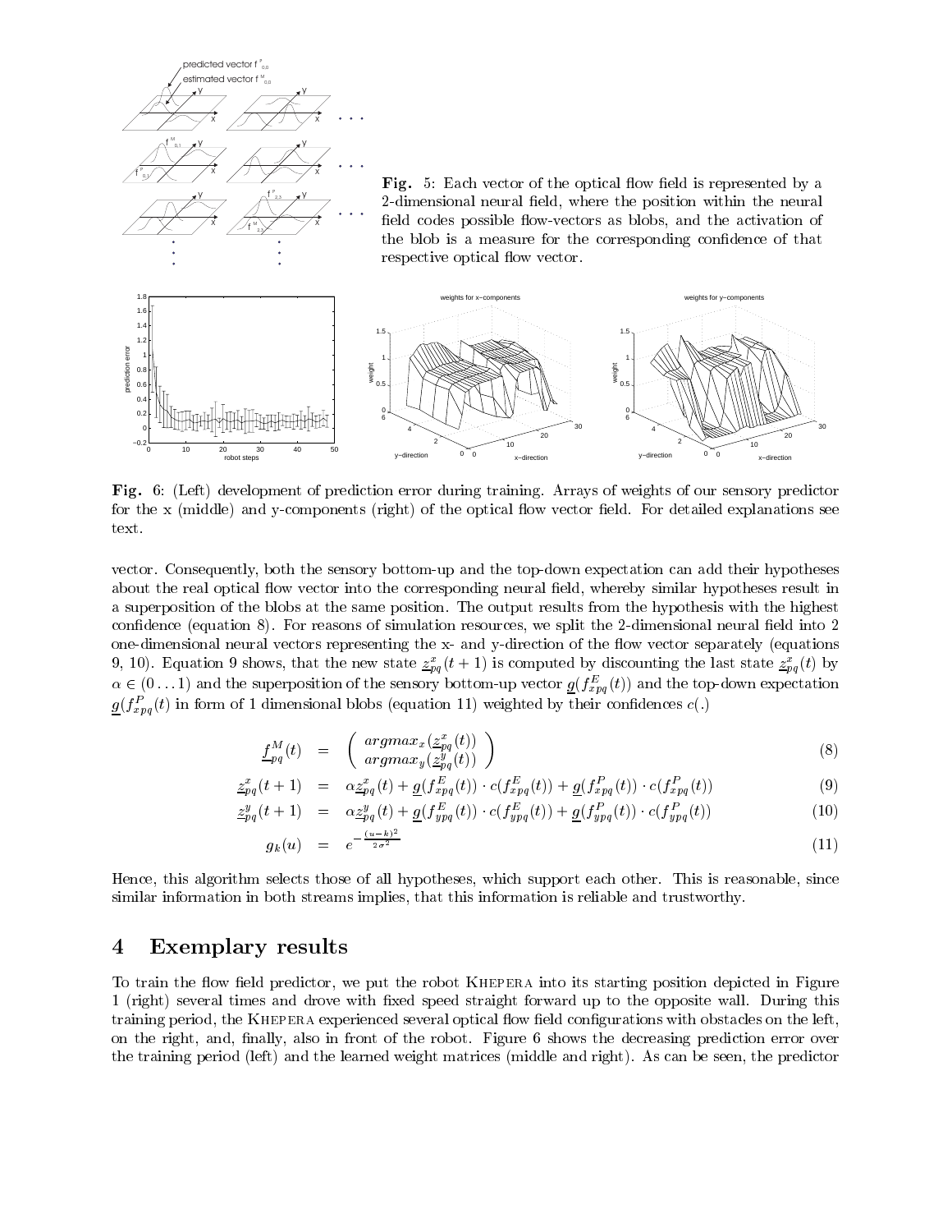**Fig.** 5: Each vector of the optical flow field is represented by a 2-dimensional neural field, where the position within the neural field codes possible flow-vectors as blobs, and the activation of the blob is a measure for the corresponding confidence of that respective optical flow vector.

**Fig.** 6: (Left) development of prediction error during training. Arrays of weights of our sensory predictor for the x (middle) and y-components (right) of the optical flow vector field. For detailed explanations see text.

vector. Consequently, both the sensory bottom-up and the top-down expectation can add their hypotheses about the real optical flow vector into the corresponding neural field, whereby similar hypotheses result in a superposition of the blobs at the same position. The output results from the hypothesis with the highest confidence (equation 8). For reasons of simulation resources, we split the 2-dimensional neural field into 2 one-dimensional neural vectors representing the x- and y-direction of the flow vector separately (equations 9, 10). Equation 9 shows, that the new state $\underline{z}^x_{pq}(t+1)$ is computed by discounting the last state $\underline{z}^x_{pq}(t)$ by $\alpha \in (0 \ldots 1)$ and the superposition of the sensory bottom-up vector $\underline{g}(f^E_{xpq}(t))$ and the top-down expectation $\underline{g}(f^P_{xpq}(t)$ in form of 1 dimensional blobs (equation 11) weighted by their confidences $c(.)$

$$\underline{f}^M_{pq}(t) = \begin{pmatrix} argmax_x(\underline{z}^x_{pq}(t)) \\ argmax_y(\underline{z}^y_{pq}(t)) \end{pmatrix} \tag{8}$$

$$\underline{z}^x_{pq}(t+1) = \alpha \underline{z}^x_{pq}(t) + \underline{g}(f^E_{xpq}(t)) \cdot c(f^E_{xpq}(t)) + \underline{g}(f^P_{xpq}(t)) \cdot c(f^P_{xpq}(t)) \tag{9}$$

$$\underline{z}^y_{pq}(t+1) = \alpha \underline{z}^y_{pq}(t) + \underline{g}(f^E_{ypq}(t)) \cdot c(f^E_{ypq}(t)) + \underline{g}(f^P_{ypq}(t)) \cdot c(f^P_{ypq}(t)) \tag{10}$$

$$g_k(u) = e^{-\frac{(u-k)^2}{2\sigma^2}} \tag{11}$$

Hence, this algorithm selects those of all hypotheses, which support each other. This is reasonable, since similar information in both streams implies, that this information is reliable and trustworthy.

## 4 Exemplary results

To train the flow field predictor, we put the robot Khepera into its starting position depicted in Figure 1 (right) several times and drove with fixed speed straight forward up to the opposite wall. During this training period, the Khepera experienced several optical flow field configurations with obstacles on the left, on the right, and, finally, also in front of the robot. Figure 6 shows the decreasing prediction error over the training period (left) and the learned weight matrices (middle and right). As can be seen, the predictor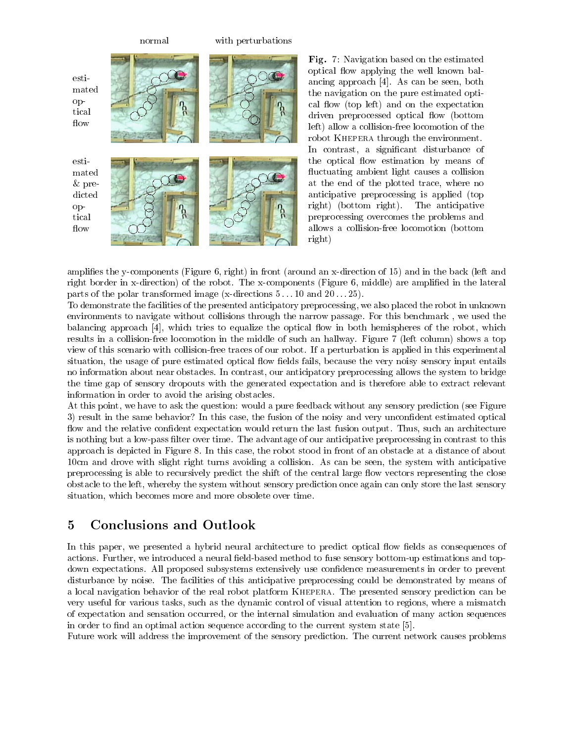normal with perturbations

esti-mated optical flow

esti-mated & predicted optical flow

**Fig. 7**: Navigation based on the estimated optical flow applying the well known balancing approach [4]. As can be seen, both the navigation on the pure estimated optical flow (top left) and on the expectation driven preprocessed optical flow (bottom left) allow a collision-free locomotion of the robot KHEPERA through the environment. In contrast, a significant disturbance of the optical flow estimation by means of fluctuating ambient light causes a collision at the end of the plotted trace, where no anticipative preprocessing is applied (top right) (bottom right). The anticipative preprocessing overcomes the problems and allows a collision-free locomotion (bottom right)

amplifies the y-components (Figure 6, right) in front (around an x-direction of 15) and in the back (left and right border in x-direction) of the robot. The x-components (Figure 6, middle) are amplified in the lateral parts of the polar transformed image (x-directions 5 . . . 10 and 20 . . . 25).

To demonstrate the facilities of the presented anticipatory preprocessing, we also placed the robot in unknown environments to navigate without collisions through the narrow passage. For this benchmark , we used the balancing approach [4], which tries to equalize the optical flow in both hemispheres of the robot, which results in a collision-free locomotion in the middle of such an hallway. Figure 7 (left column) shows a top view of this scenario with collision-free traces of our robot. If a perturbation is applied in this experimental situation, the usage of pure estimated optical flow fields fails, because the very noisy sensory input entails no information about near obstacles. In contrast, our anticipatory preprocessing allows the system to bridge the time gap of sensory dropouts with the generated expectation and is therefore able to extract relevant information in order to avoid the arising obstacles.

At this point, we have to ask the question: would a pure feedback without any sensory prediction (see Figure 3) result in the same behavior? In this case, the fusion of the noisy and very unconfident estimated optical flow and the relative confident expectation would return the last fusion output. Thus, such an architecture is nothing but a low-pass filter over time. The advantage of our anticipative preprocessing in contrast to this approach is depicted in Figure 8. In this case, the robot stood in front of an obstacle at a distance of about 10cm and drove with slight right turns avoiding a collision. As can be seen, the system with anticipative preprocessing is able to recursively predict the shift of the central large flow vectors representing the close obstacle to the left, whereby the system without sensory prediction once again can only store the last sensory situation, which becomes more and more obsolete over time.

## 5 Conclusions and Outlook

In this paper, we presented a hybrid neural architecture to predict optical flow fields as consequences of actions. Further, we introduced a neural field-based method to fuse sensory bottom-up estimations and top-down expectations. All proposed subsystems extensively use confidence measurements in order to prevent disturbance by noise. The facilities of this anticipative preprocessing could be demonstrated by means of a local navigation behavior of the real robot platform KHEPERA. The presented sensory prediction can be very useful for various tasks, such as the dynamic control of visual attention to regions, where a mismatch of expectation and sensation occurred, or the internal simulation and evaluation of many action sequences in order to find an optimal action sequence according to the current system state [5].

Future work will address the improvement of the sensory prediction. The current network causes problems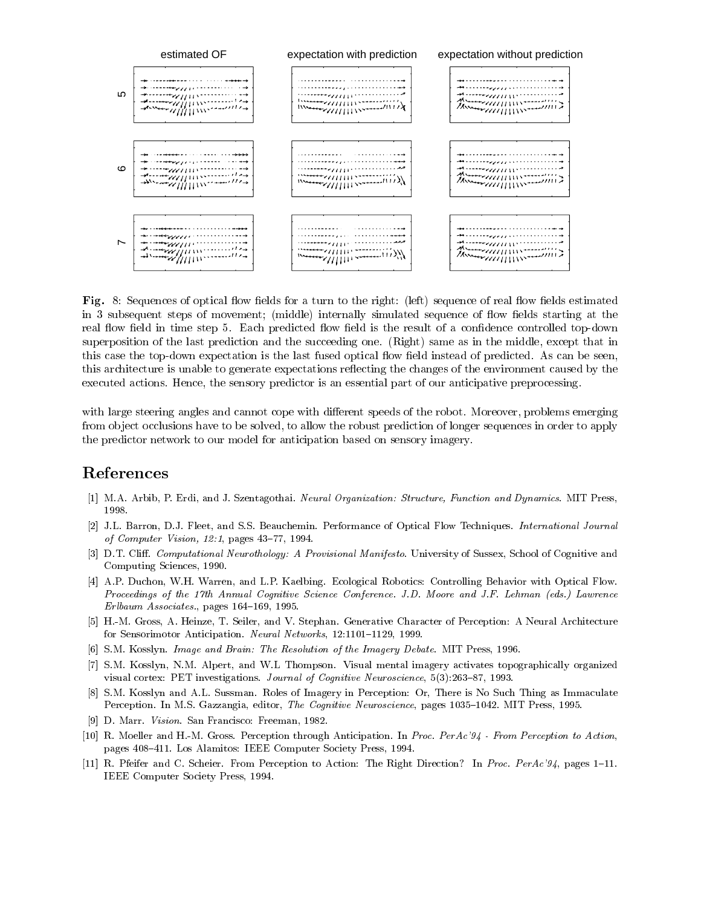estimated OF

expectation with prediction

expectation without prediction

5

6

7

**Fig.** 8: Sequences of optical flow fields for a turn to the right: (left) sequence of real flow fields estimated in 3 subsequent steps of movement; (middle) internally simulated sequence of flow fields starting at the real flow field in time step 5. Each predicted flow field is the result of a confidence controlled top-down superposition of the last prediction and the succeeding one. (Right) same as in the middle, except that in this case the top-down expectation is the last fused optical flow field instead of predicted. As can be seen, this architecture is unable to generate expectations reflecting the changes of the environment caused by the executed actions. Hence, the sensory predictor is an essential part of our anticipative preprocessing.

with large steering angles and cannot cope with different speeds of the robot. Moreover, problems emerging from object occlusions have to be solved, to allow the robust prediction of longer sequences in order to apply the predictor network to our model for anticipation based on sensory imagery.

## References

[1] M.A. Arbib, P. Erdi, and J. Szentagothai. *Neural Organization: Structure, Function and Dynamics*. MIT Press, 1998.

[2] J.L. Barron, D.J. Fleet, and S.S. Beauchemin. Performance of Optical Flow Techniques. *International Journal of Computer Vision, 12:1*, pages 43–77, 1994.

[3] D.T. Cliff. *Computational Neurothology: A Provisional Manifesto*. University of Sussex, School of Cognitive and Computing Sciences, 1990.

[4] A.P. Duchon, W.H. Warren, and L.P. Kaelbing. Ecological Robotics: Controlling Behavior with Optical Flow. *Proceedings of the 17th Annual Cognitive Science Conference. J.D. Moore and J.F. Lehman (eds.) Lawrence Erlbaum Associates.*, pages 164–169, 1995.

[5] H.-M. Gross, A. Heinze, T. Seiler, and V. Stephan. Generative Character of Perception: A Neural Architecture for Sensorimotor Anticipation. *Neural Networks*, 12:1101–1129, 1999.

[6] S.M. Kosslyn. *Image and Brain: The Resolution of the Imagery Debate*. MIT Press, 1996.

[7] S.M. Kosslyn, N.M. Alpert, and W.L Thompson. Visual mental imagery activates topographically organized visual cortex: PET investigations. *Journal of Cognitive Neuroscience*, 5(3):263–87, 1993.

[8] S.M. Kosslyn and A.L. Sussman. Roles of Imagery in Perception: Or, There is No Such Thing as Immaculate Perception. In M.S. Gazzangia, editor, *The Cognitive Neuroscience*, pages 1035–1042. MIT Press, 1995.

[9] D. Marr. *Vision*. San Francisco: Freeman, 1982.

[10] R. Moeller and H.-M. Gross. Perception through Anticipation. In *Proc. PerAc'94 - From Perception to Action*, pages 408–411. Los Alamitos: IEEE Computer Society Press, 1994.

[11] R. Pfeifer and C. Scheier. From Perception to Action: The Right Direction? In *Proc. PerAc'94*, pages 1–11. IEEE Computer Society Press, 1994.